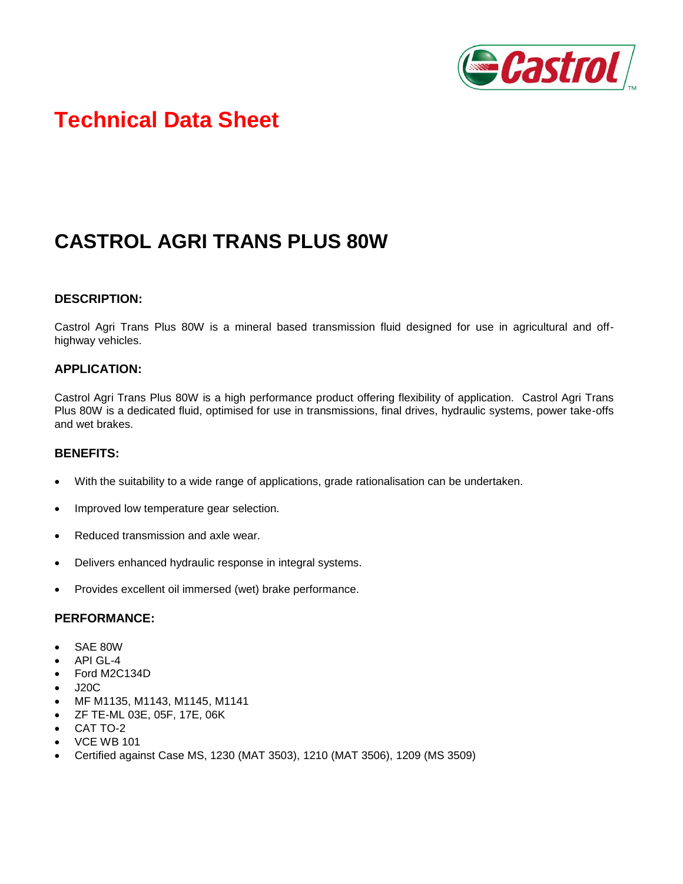# Technical Data Sheet

## CASTROL AGRI TRANS PLUS 80W

### DESCRIPTION:

Castrol Agri Trans Plus 80W is a mineral based transmission fluid designed for use in agricultural and off-highway vehicles.

### APPLICATION:

Castrol Agri Trans Plus 80W is a high performance product offering flexibility of application. Castrol Agri Trans Plus 80W is a dedicated fluid, optimised for use in transmissions, final drives, hydraulic systems, power take-offs and wet brakes.

### BENEFITS:

- With the suitability to a wide range of applications, grade rationalisation can be undertaken.
- Improved low temperature gear selection.
- Reduced transmission and axle wear.
- Delivers enhanced hydraulic response in integral systems.
- Provides excellent oil immersed (wet) brake performance.

### PERFORMANCE:

- SAE 80W
- API GL-4
- Ford M2C134D
- J20C
- MF M1135, M1143, M1145, M1141
- ZF TE-ML 03E, 05F, 17E, 06K
- CAT TO-2
- VCE WB 101
- Certified against Case MS, 1230 (MAT 3503), 1210 (MAT 3506), 1209 (MS 3509)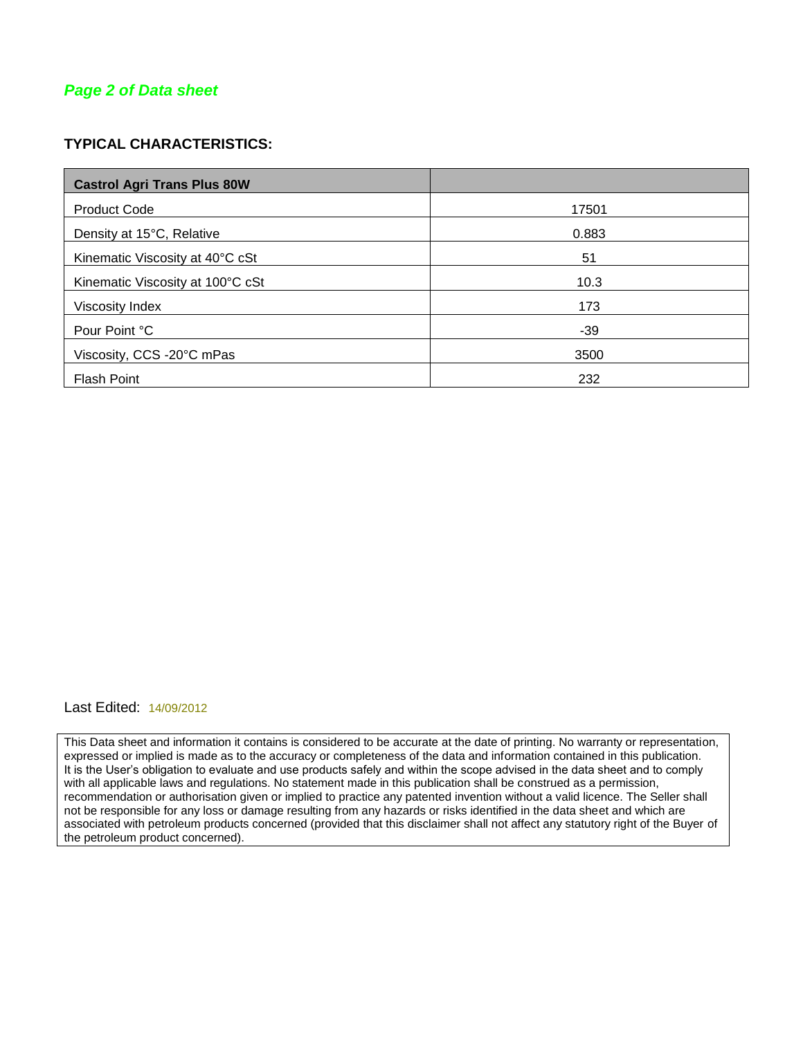*Page 2 of Data sheet*

## TYPICAL CHARACTERISTICS:

| Castrol Agri Trans Plus 80W | |
|---|---|
| Product Code | 17501 |
| Density at 15°C, Relative | 0.883 |
| Kinematic Viscosity at 40°C cSt | 51 |
| Kinematic Viscosity at 100°C cSt | 10.3 |
| Viscosity Index | 173 |
| Pour Point °C | -39 |
| Viscosity, CCS -20°C mPas | 3500 |
| Flash Point | 232 |

Last Edited: 14/09/2012

This Data sheet and information it contains is considered to be accurate at the date of printing. No warranty or representation, expressed or implied is made as to the accuracy or completeness of the data and information contained in this publication. It is the User's obligation to evaluate and use products safely and within the scope advised in the data sheet and to comply with all applicable laws and regulations. No statement made in this publication shall be construed as a permission, recommendation or authorisation given or implied to practice any patented invention without a valid licence. The Seller shall not be responsible for any loss or damage resulting from any hazards or risks identified in the data sheet and which are associated with petroleum products concerned (provided that this disclaimer shall not affect any statutory right of the Buyer of the petroleum product concerned).